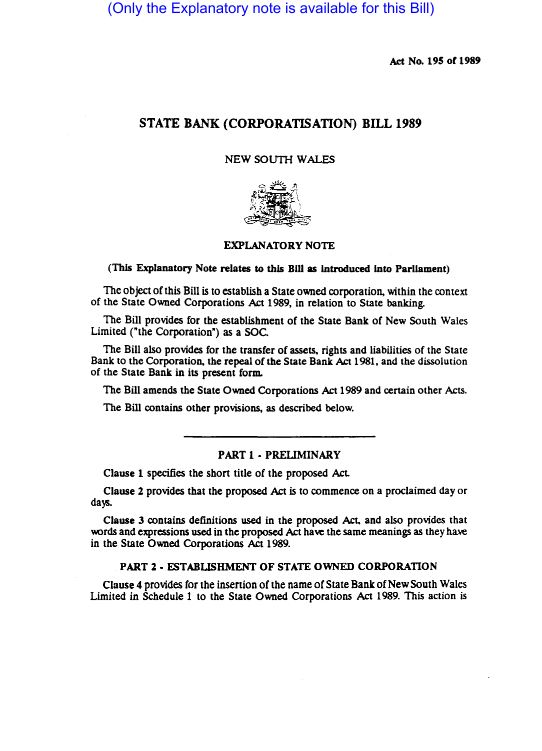(Only the Explanatory note is available for this Bill)

**Act No. 195 of 1989**

# STATE BANK (CORPORATISATION) BILL 1989

NEW SOUTH WALES

## EXPLANATORY NOTE

**(This Explanatory Note relates to this Bill as introduced into Parliament)**

The object of this Bill is to establish a State owned corporation, within the context of the State Owned Corporations Act 1989, in relation to State banking.

The Bill provides for the establishment of the State Bank of New South Wales Limited ("the Corporation") as a SOC.

The Bill also provides for the transfer of assets, rights and liabilities of the State Bank to the Corporation, the repeal of the State Bank Act 1981, and the dissolution of the State Bank in its present form.

The Bill amends the State Owned Corporations Act 1989 and certain other Acts.

The Bill contains other provisions, as described below.

---

### PART 1 - PRELIMINARY

**Clause 1** specifies the short title of the proposed Act.

**Clause 2** provides that the proposed Act is to commence on a proclaimed day or days.

**Clause 3** contains definitions used in the proposed Act, and also provides that words and expressions used in the proposed Act have the same meanings as they have in the State Owned Corporations Act 1989.

### PART 2 - ESTABLISHMENT OF STATE OWNED CORPORATION

**Clause 4** provides for the insertion of the name of State Bank of New South Wales Limited in Schedule 1 to the State Owned Corporations Act 1989. This action is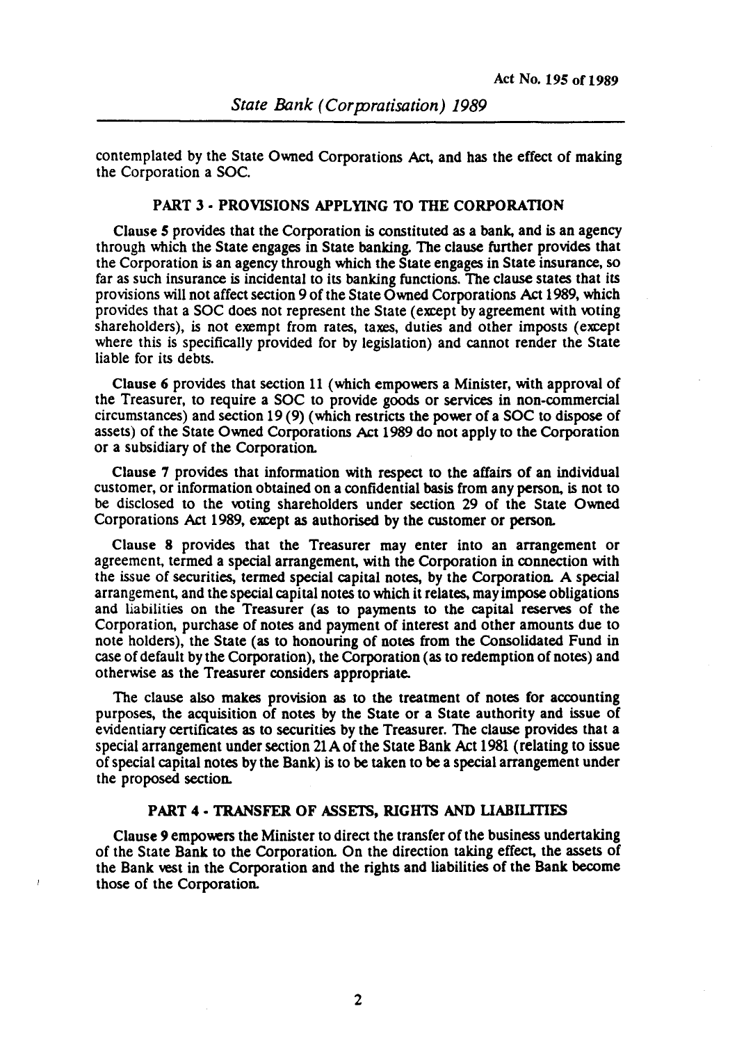contemplated by the State Owned Corporations Act, and has the effect of making the Corporation a SOC.

## PART 3 - PROVISIONS APPLYING TO THE CORPORATION

Clause 5 provides that the Corporation is constituted as a bank, and is an agency through which the State engages in State banking. The clause further provides that the Corporation is an agency through which the State engages in State insurance, so far as such insurance is incidental to its banking functions. The clause states that its provisions will not affect section 9 of the State Owned Corporations Act 1989, which provides that a SOC does not represent the State (except by agreement with voting shareholders), is not exempt from rates, taxes, duties and other imposts (except where this is specifically provided for by legislation) and cannot render the State liable for its debts.

Clause 6 provides that section 11 (which empowers a Minister, with approval of the Treasurer, to require a SOC to provide goods or services in non-commercial circumstances) and section 19 (9) (which restricts the power of a SOC to dispose of assets) of the State Owned Corporations Act 1989 do not apply to the Corporation or a subsidiary of the Corporation.

Clause 7 provides that information with respect to the affairs of an individual customer, or information obtained on a confidential basis from any person, is not to be disclosed to the voting shareholders under section 29 of the State Owned Corporations Act 1989, except as authorised by the customer or person.

Clause 8 provides that the Treasurer may enter into an arrangement or agreement, termed a special arrangement, with the Corporation in connection with the issue of securities, termed special capital notes, by the Corporation. A special arrangement, and the special capital notes to which it relates, may impose obligations and liabilities on the Treasurer (as to payments to the capital reserves of the Corporation, purchase of notes and payment of interest and other amounts due to note holders), the State (as to honouring of notes from the Consolidated Fund in case of default by the Corporation), the Corporation (as to redemption of notes) and otherwise as the Treasurer considers appropriate.

The clause also makes provision as to the treatment of notes for accounting purposes, the acquisition of notes by the State or a State authority and issue of evidentiary certificates as to securities by the Treasurer. The clause provides that a special arrangement under section 21A of the State Bank Act 1981 (relating to issue of special capital notes by the Bank) is to be taken to be a special arrangement under the proposed section.

## PART 4 - TRANSFER OF ASSETS, RIGHTS AND LIABILITIES

Clause 9 empowers the Minister to direct the transfer of the business undertaking of the State Bank to the Corporation. On the direction taking effect, the assets of the Bank vest in the Corporation and the rights and liabilities of the Bank become those of the Corporation.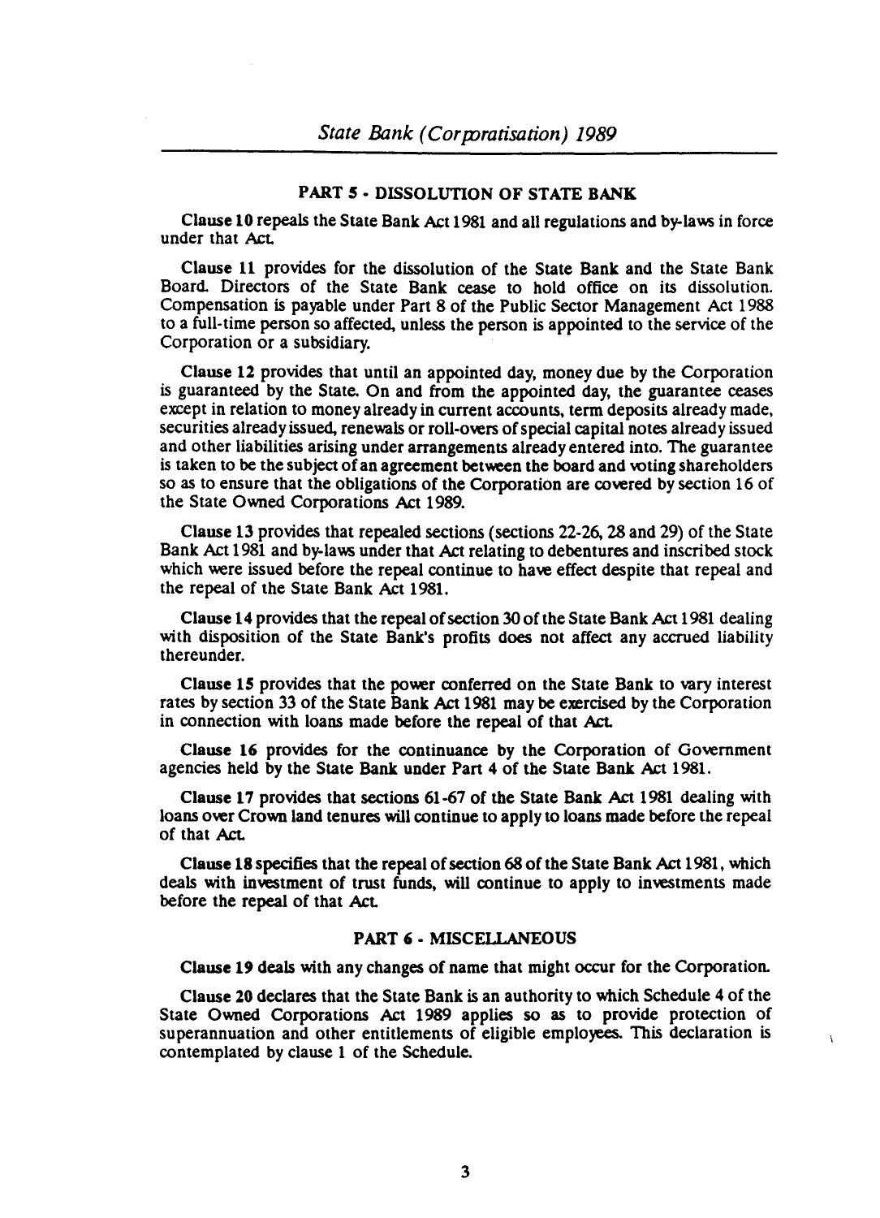## PART 5 - DISSOLUTION OF STATE BANK

**Clause 10** repeals the State Bank Act 1981 and all regulations and by-laws in force under that Act.

**Clause 11** provides for the dissolution of the State Bank and the State Bank Board. Directors of the State Bank cease to hold office on its dissolution. Compensation is payable under Part 8 of the Public Sector Management Act 1988 to a full-time person so affected, unless the person is appointed to the service of the Corporation or a subsidiary.

**Clause 12** provides that until an appointed day, money due by the Corporation is guaranteed by the State. On and from the appointed day, the guarantee ceases except in relation to money already in current accounts, term deposits already made, securities already issued, renewals or roll-overs of special capital notes already issued and other liabilities arising under arrangements already entered into. The guarantee is taken to be the subject of an agreement between the board and voting shareholders so as to ensure that the obligations of the Corporation are covered by section 16 of the State Owned Corporations Act 1989.

**Clause 13** provides that repealed sections (sections 22-26, 28 and 29) of the State Bank Act 1981 and by-laws under that Act relating to debentures and inscribed stock which were issued before the repeal continue to have effect despite that repeal and the repeal of the State Bank Act 1981.

**Clause 14** provides that the repeal of section 30 of the State Bank Act 1981 dealing with disposition of the State Bank's profits does not affect any accrued liability thereunder.

**Clause 15** provides that the power conferred on the State Bank to vary interest rates by section 33 of the State Bank Act 1981 may be exercised by the Corporation in connection with loans made before the repeal of that Act.

**Clause 16** provides for the continuance by the Corporation of Government agencies held by the State Bank under Part 4 of the State Bank Act 1981.

**Clause 17** provides that sections 61-67 of the State Bank Act 1981 dealing with loans over Crown land tenures will continue to apply to loans made before the repeal of that Act.

**Clause 18** specifies that the repeal of section 68 of the State Bank Act 1981, which deals with investment of trust funds, will continue to apply to investments made before the repeal of that Act.

## PART 6 - MISCELLANEOUS

**Clause 19** deals with any changes of name that might occur for the Corporation.

**Clause 20** declares that the State Bank is an authority to which Schedule 4 of the State Owned Corporations Act 1989 applies so as to provide protection of superannuation and other entitlements of eligible employees. This declaration is contemplated by clause 1 of the Schedule.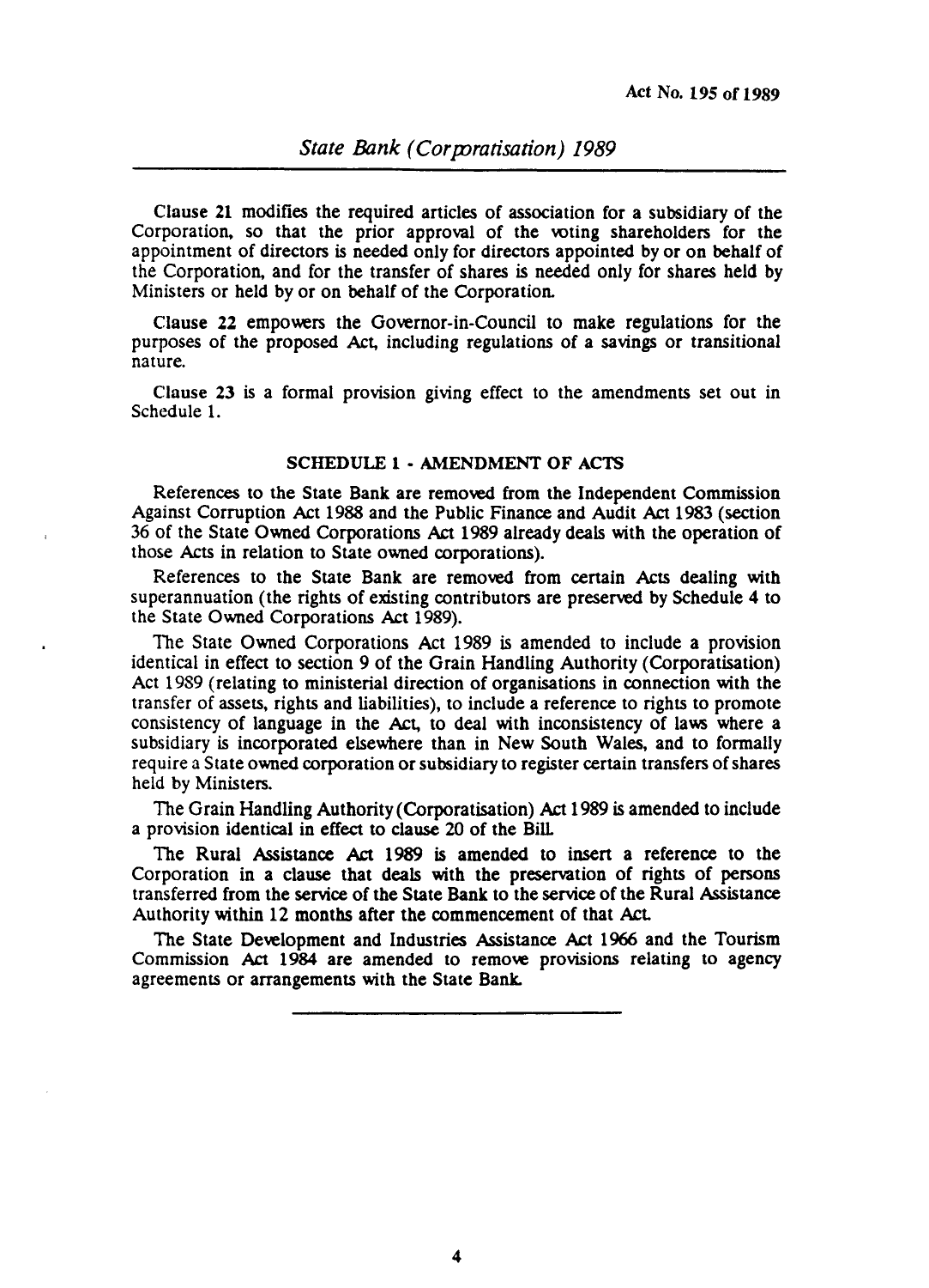Clause 21 modifies the required articles of association for a subsidiary of the Corporation, so that the prior approval of the voting shareholders for the appointment of directors is needed only for directors appointed by or on behalf of the Corporation, and for the transfer of shares is needed only for shares held by Ministers or held by or on behalf of the Corporation.

Clause 22 empowers the Governor-in-Council to make regulations for the purposes of the proposed Act, including regulations of a savings or transitional nature.

Clause 23 is a formal provision giving effect to the amendments set out in Schedule 1.

## SCHEDULE 1 - AMENDMENT OF ACTS

References to the State Bank are removed from the Independent Commission Against Corruption Act 1988 and the Public Finance and Audit Act 1983 (section 36 of the State Owned Corporations Act 1989 already deals with the operation of those Acts in relation to State owned corporations).

References to the State Bank are removed from certain Acts dealing with superannuation (the rights of existing contributors are preserved by Schedule 4 to the State Owned Corporations Act 1989).

The State Owned Corporations Act 1989 is amended to include a provision identical in effect to section 9 of the Grain Handling Authority (Corporatisation) Act 1989 (relating to ministerial direction of organisations in connection with the transfer of assets, rights and liabilities), to include a reference to rights to promote consistency of language in the Act, to deal with inconsistency of laws where a subsidiary is incorporated elsewhere than in New South Wales, and to formally require a State owned corporation or subsidiary to register certain transfers of shares held by Ministers.

The Grain Handling Authority (Corporatisation) Act 1989 is amended to include a provision identical in effect to clause 20 of the Bill.

The Rural Assistance Act 1989 is amended to insert a reference to the Corporation in a clause that deals with the preservation of rights of persons transferred from the service of the State Bank to the service of the Rural Assistance Authority within 12 months after the commencement of that Act.

The State Development and Industries Assistance Act 1966 and the Tourism Commission Act 1984 are amended to remove provisions relating to agency agreements or arrangements with the State Bank.